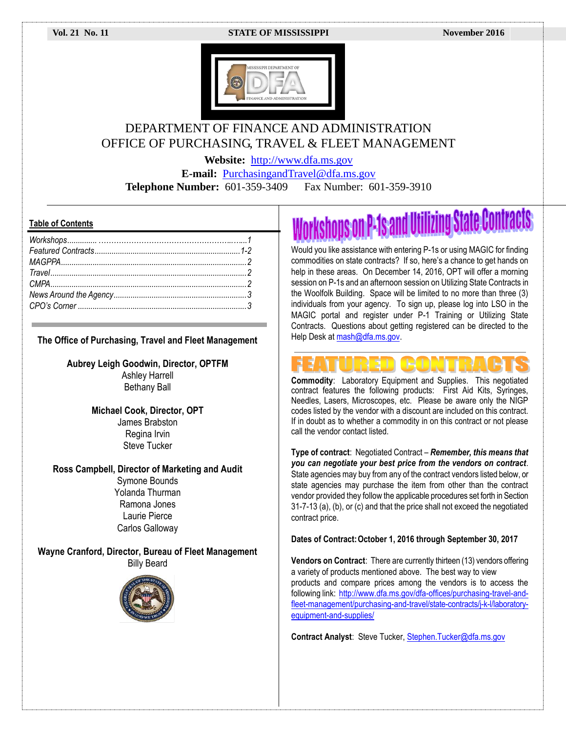# DEPARTMENT OF FINANCE AND ADMINISTRATION
## OFFICE OF PURCHASING, TRAVEL & FLEET MANAGEMENT

**Website:** http://www.dfa.ms.gov
**E-mail:** PurchasingandTravel@dfa.ms.gov
**Telephone Number:** 601-359-3409 Fax Number: 601-359-3910

**Table of Contents**

*Workshops............................................................1*
*Featured Contracts.........................................................1-2*
*MAGPPA.........................................................................2*
*Travel...............................................................................2*
*CMPA...............................................................................2*
*News Around the Agency...............................................3*
*CPO's Corner..................................................................3*

**The Office of Purchasing, Travel and Fleet Management**

**Aubrey Leigh Goodwin, Director, OPTFM**
Ashley Harrell
Bethany Ball

**Michael Cook, Director, OPT**
James Brabston
Regina Irvin
Steve Tucker

**Ross Campbell, Director of Marketing and Audit**
Symone Bounds
Yolanda Thurman
Ramona Jones
Laurie Pierce
Carlos Galloway

**Wayne Cranford, Director, Bureau of Fleet Management**
Billy Beard

## Workshops on P-1s and Utilizing State Contracts

Would you like assistance with entering P-1s or using MAGIC for finding commodities on state contracts? If so, here's a chance to get hands on help in these areas. On December 14, 2016, OPT will offer a morning session on P-1s and an afternoon session on Utilizing State Contracts in the Woolfolk Building. Space will be limited to no more than three (3) individuals from your agency. To sign up, please log into LSO in the MAGIC portal and register under P-1 Training or Utilizing State Contracts. Questions about getting registered can be directed to the Help Desk at mash@dfa.ms.gov.

## FEATURED CONTRACTS

**Commodity**: Laboratory Equipment and Supplies. This negotiated contract features the following products: First Aid Kits, Syringes, Needles, Lasers, Microscopes, etc. Please be aware only the NIGP codes listed by the vendor with a discount are included on this contract. If in doubt as to whether a commodity in on this contract or not please call the vendor contact listed.

**Type of contract**: Negotiated Contract – ***Remember, this means that you can negotiate your best price from the vendors on contract***. State agencies may buy from any of the contract vendors listed below, or state agencies may purchase the item from other than the contract vendor provided they follow the applicable procedures set forth in Section 31-7-13 (a), (b), or (c) and that the price shall not exceed the negotiated contract price.

**Dates of Contract: October 1, 2016 through September 30, 2017**

**Vendors on Contract**: There are currently thirteen (13) vendors offering a variety of products mentioned above. The best way to view products and compare prices among the vendors is to access the following link: http://www.dfa.ms.gov/dfa-offices/purchasing-travel-and-fleet-management/purchasing-and-travel/state-contracts/j-k-l/laboratory-equipment-and-supplies/

**Contract Analyst**: Steve Tucker, Stephen.Tucker@dfa.ms.gov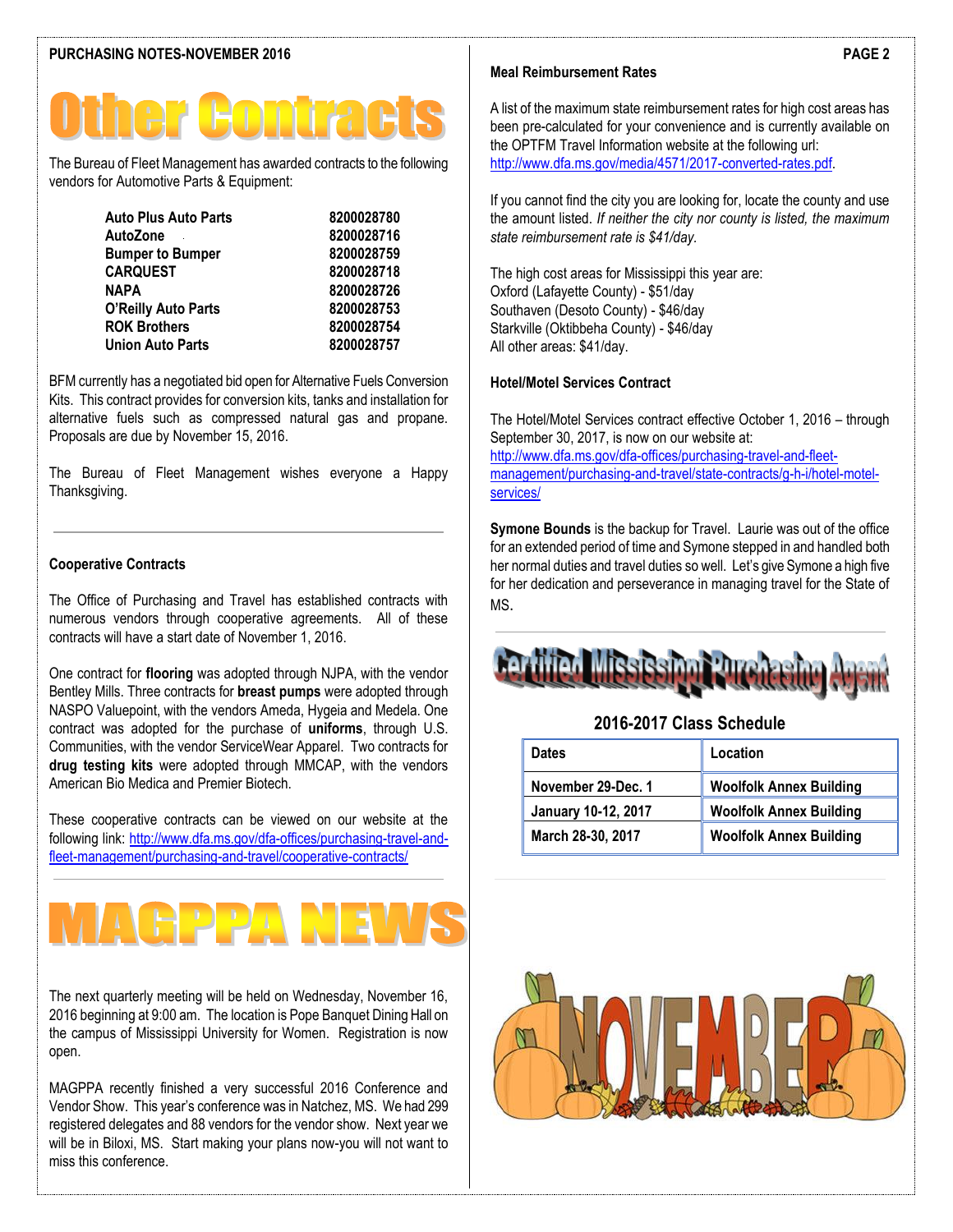# Other Contracts

The Bureau of Fleet Management has awarded contracts to the following vendors for Automotive Parts & Equipment:

| Vendor | Contract |
|---|---|
| **Auto Plus Auto Parts** | **8200028780** |
| **AutoZone** | **8200028716** |
| **Bumper to Bumper** | **8200028759** |
| **CARQUEST** | **8200028718** |
| **NAPA** | **8200028726** |
| **O'Reilly Auto Parts** | **8200028753** |
| **ROK Brothers** | **8200028754** |
| **Union Auto Parts** | **8200028757** |

BFM currently has a negotiated bid open for Alternative Fuels Conversion Kits. This contract provides for conversion kits, tanks and installation for alternative fuels such as compressed natural gas and propane. Proposals are due by November 15, 2016.

The Bureau of Fleet Management wishes everyone a Happy Thanksgiving.

### Cooperative Contracts

The Office of Purchasing and Travel has established contracts with numerous vendors through cooperative agreements. All of these contracts will have a start date of November 1, 2016.

One contract for **flooring** was adopted through NJPA, with the vendor Bentley Mills. Three contracts for **breast pumps** were adopted through NASPO Valuepoint, with the vendors Ameda, Hygeia and Medela. One contract was adopted for the purchase of **uniforms**, through U.S. Communities, with the vendor ServiceWear Apparel. Two contracts for **drug testing kits** were adopted through MMCAP, with the vendors American Bio Medica and Premier Biotech.

These cooperative contracts can be viewed on our website at the following link: http://www.dfa.ms.gov/dfa-offices/purchasing-travel-and-fleet-management/purchasing-and-travel/cooperative-contracts/

# MAGPPA NEWS

The next quarterly meeting will be held on Wednesday, November 16, 2016 beginning at 9:00 am. The location is Pope Banquet Dining Hall on the campus of Mississippi University for Women. Registration is now open.

MAGPPA recently finished a very successful 2016 Conference and Vendor Show. This year's conference was in Natchez, MS. We had 299 registered delegates and 88 vendors for the vendor show. Next year we will be in Biloxi, MS. Start making your plans now-you will not want to miss this conference.

### Meal Reimbursement Rates

A list of the maximum state reimbursement rates for high cost areas has been pre-calculated for your convenience and is currently available on the OPTFM Travel Information website at the following url: http://www.dfa.ms.gov/media/4571/2017-converted-rates.pdf.

If you cannot find the city you are looking for, locate the county and use the amount listed. *If neither the city nor county is listed, the maximum state reimbursement rate is $41/day.*

The high cost areas for Mississippi this year are:
Oxford (Lafayette County) - $51/day
Southaven (Desoto County) - $46/day
Starkville (Oktibbeha County) - $46/day
All other areas: $41/day.

### Hotel/Motel Services Contract

The Hotel/Motel Services contract effective October 1, 2016 – through September 30, 2017, is now on our website at: http://www.dfa.ms.gov/dfa-offices/purchasing-travel-and-fleet-management/purchasing-and-travel/state-contracts/g-h-i/hotel-motel-services/

**Symone Bounds** is the backup for Travel. Laurie was out of the office for an extended period of time and Symone stepped in and handled both her normal duties and travel duties so well. Let's give Symone a high five for her dedication and perseverance in managing travel for the State of MS.

# Certified Mississippi Purchasing Agent

### 2016-2017 Class Schedule

| Dates | Location |
|---|---|
| **November 29-Dec. 1** | **Woolfolk Annex Building** |
| **January 10-12, 2017** | **Woolfolk Annex Building** |
| **March 28-30, 2017** | **Woolfolk Annex Building** |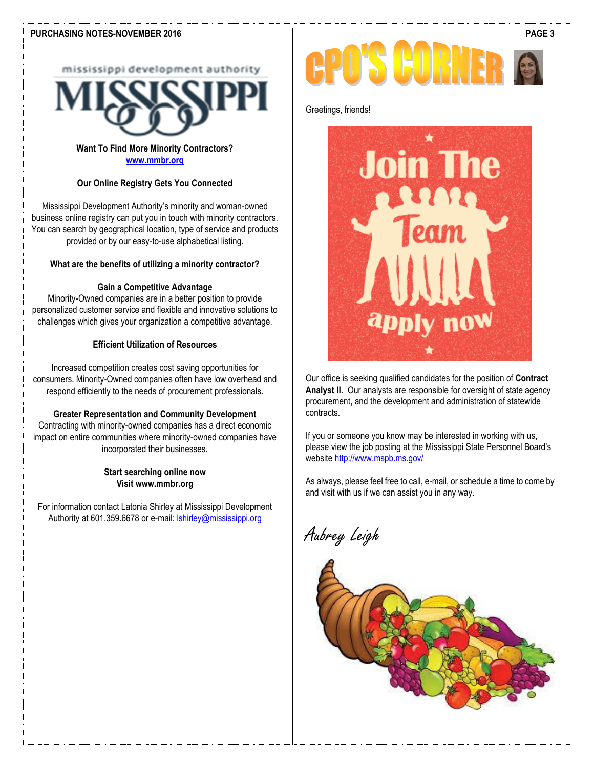Want To Find More Minority Contractors?
www.mmbr.org

**Our Online Registry Gets You Connected**

Mississippi Development Authority's minority and woman-owned business online registry can put you in touch with minority contractors. You can search by geographical location, type of service and products provided or by our easy-to-use alphabetical listing.

**What are the benefits of utilizing a minority contractor?**

**Gain a Competitive Advantage**
Minority-Owned companies are in a better position to provide personalized customer service and flexible and innovative solutions to challenges which gives your organization a competitive advantage.

**Efficient Utilization of Resources**

Increased competition creates cost saving opportunities for consumers. Minority-Owned companies often have low overhead and respond efficiently to the needs of procurement professionals.

**Greater Representation and Community Development**
Contracting with minority-owned companies has a direct economic impact on entire communities where minority-owned companies have incorporated their businesses.

**Start searching online now**
**Visit www.mmbr.org**

For information contact Latonia Shirley at Mississippi Development Authority at 601.359.6678 or e-mail: lshirley@mississippi.org

# CPO'S CORNER

Greetings, friends!

Join The Team apply now

Our office is seeking qualified candidates for the position of **Contract Analyst II**. Our analysts are responsible for oversight of state agency procurement, and the development and administration of statewide contracts.

If you or someone you know may be interested in working with us, please view the job posting at the Mississippi State Personnel Board's website http://www.mspb.ms.gov/

As always, please feel free to call, e-mail, or schedule a time to come by and visit with us if we can assist you in any way.

*Aubrey Leigh*